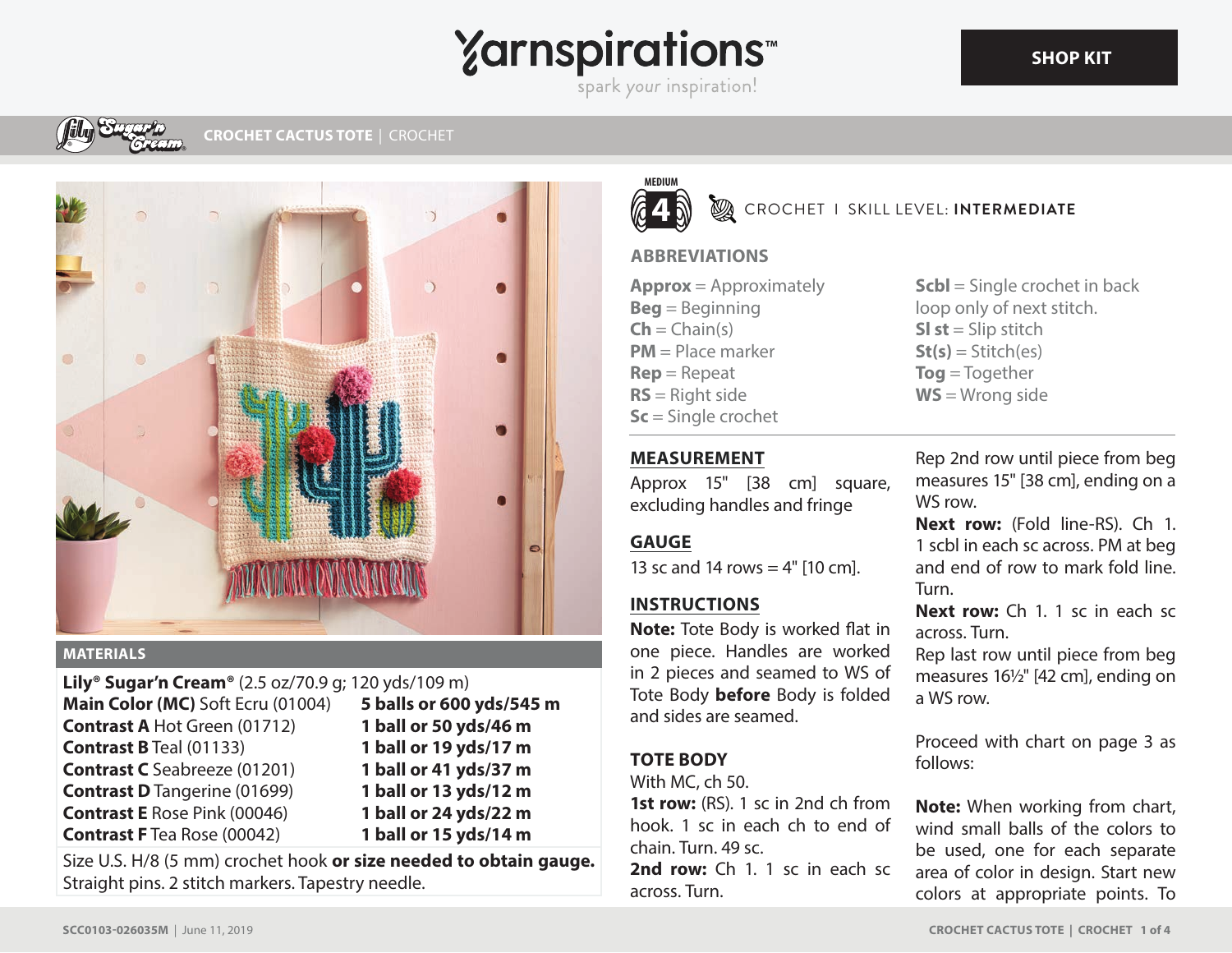# CROCHET CACTUS TOTE | CROCHET

MEDIUM 4

CROCHET | SKILL LEVEL: **INTERMEDIATE**

## ABBREVIATIONS

**Approx** = Approximately
**Beg** = Beginning
**Ch** = Chain(s)
**PM** = Place marker
**Rep** = Repeat
**RS** = Right side
**Sc** = Single crochet
**Scbl** = Single crochet in back loop only of next stitch.
**Sl st** = Slip stitch
**St(s)** = Stitch(es)
**Tog** = Together
**WS** = Wrong side

## MATERIALS

**Lily® Sugar'n Cream®** (2.5 oz/70.9 g; 120 yds/109 m)

| | |
|---|---|
| **Main Color (MC)** Soft Ecru (01004) | **5 balls or 600 yds/545 m** |
| **Contrast A** Hot Green (01712) | **1 ball or 50 yds/46 m** |
| **Contrast B** Teal (01133) | **1 ball or 19 yds/17 m** |
| **Contrast C** Seabreeze (01201) | **1 ball or 41 yds/37 m** |
| **Contrast D** Tangerine (01699) | **1 ball or 13 yds/12 m** |
| **Contrast E** Rose Pink (00046) | **1 ball or 24 yds/22 m** |
| **Contrast F** Tea Rose (00042) | **1 ball or 15 yds/14 m** |

Size U.S. H/8 (5 mm) crochet hook **or size needed to obtain gauge.** Straight pins. 2 stitch markers. Tapestry needle.

## MEASUREMENT

Approx 15" [38 cm] square, excluding handles and fringe

## GAUGE

13 sc and 14 rows = 4" [10 cm].

## INSTRUCTIONS

**Note:** Tote Body is worked flat in one piece. Handles are worked in 2 pieces and seamed to WS of Tote Body **before** Body is folded and sides are seamed.

### TOTE BODY

With MC, ch 50.

**1st row:** (RS). 1 sc in 2nd ch from hook. 1 sc in each ch to end of chain. Turn. 49 sc.

**2nd row:** Ch 1. 1 sc in each sc across. Turn.

Rep 2nd row until piece from beg measures 15" [38 cm], ending on a WS row.

**Next row:** (Fold line-RS). Ch 1. 1 scbl in each sc across. PM at beg and end of row to mark fold line. Turn.

**Next row:** Ch 1. 1 sc in each sc across. Turn.

Rep last row until piece from beg measures 16½" [42 cm], ending on a WS row.

Proceed with chart on page 3 as follows:

**Note:** When working from chart, wind small balls of the colors to be used, one for each separate area of color in design. Start new colors at appropriate points. To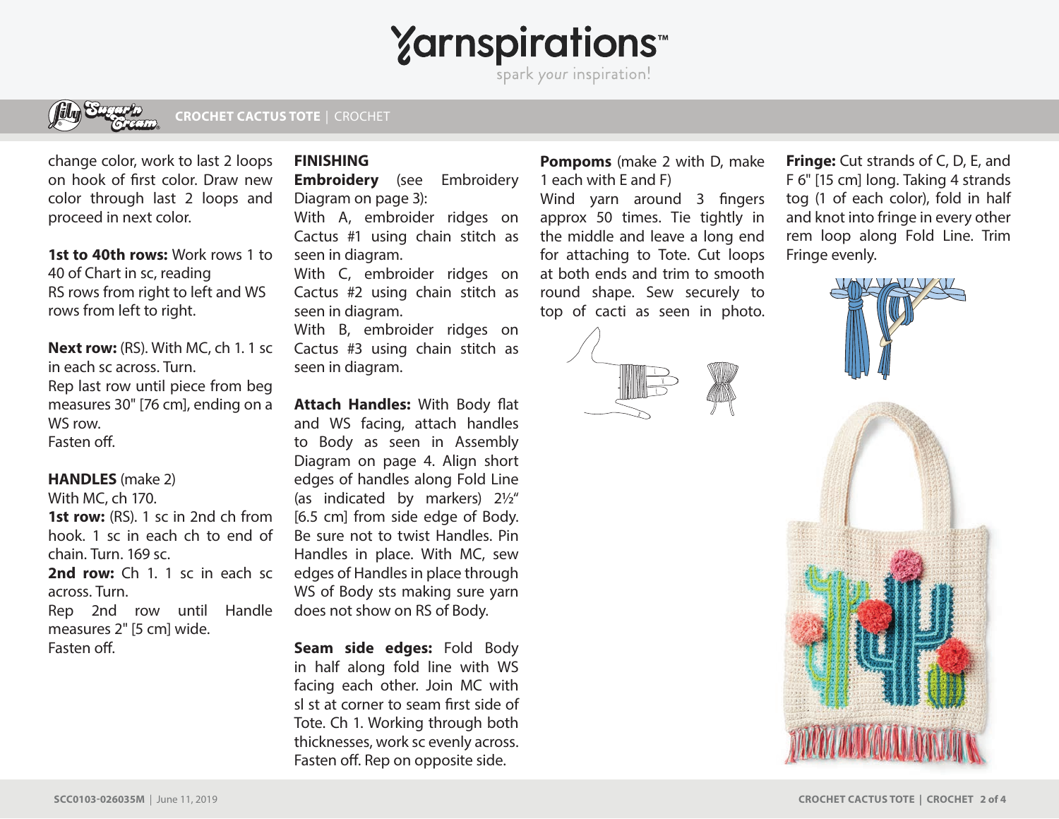change color, work to last 2 loops on hook of first color. Draw new color through last 2 loops and proceed in next color.

**1st to 40th rows:** Work rows 1 to 40 of Chart in sc, reading RS rows from right to left and WS rows from left to right.

**Next row:** (RS). With MC, ch 1. 1 sc in each sc across. Turn.
Rep last row until piece from beg measures 30" [76 cm], ending on a WS row.
Fasten off.

**HANDLES** (make 2)
With MC, ch 170.
**1st row:** (RS). 1 sc in 2nd ch from hook. 1 sc in each ch to end of chain. Turn. 169 sc.
**2nd row:** Ch 1. 1 sc in each sc across. Turn.
Rep 2nd row until Handle measures 2" [5 cm] wide.
Fasten off.

**FINISHING**
**Embroidery** (see Embroidery Diagram on page 3):
With A, embroider ridges on Cactus #1 using chain stitch as seen in diagram.
With C, embroider ridges on Cactus #2 using chain stitch as seen in diagram.
With B, embroider ridges on Cactus #3 using chain stitch as seen in diagram.

**Attach Handles:** With Body flat and WS facing, attach handles to Body as seen in Assembly Diagram on page 4. Align short edges of handles along Fold Line (as indicated by markers) 2½" [6.5 cm] from side edge of Body. Be sure not to twist Handles. Pin Handles in place. With MC, sew edges of Handles in place through WS of Body sts making sure yarn does not show on RS of Body.

**Seam side edges:** Fold Body in half along fold line with WS facing each other. Join MC with sl st at corner to seam first side of Tote. Ch 1. Working through both thicknesses, work sc evenly across. Fasten off. Rep on opposite side.

**Pompoms** (make 2 with D, make 1 each with E and F)
Wind yarn around 3 fingers approx 50 times. Tie tightly in the middle and leave a long end for attaching to Tote. Cut loops at both ends and trim to smooth round shape. Sew securely to top of cacti as seen in photo.

**Fringe:** Cut strands of C, D, E, and F 6" [15 cm] long. Taking 4 strands tog (1 of each color), fold in half and knot into fringe in every other rem loop along Fold Line. Trim Fringe evenly.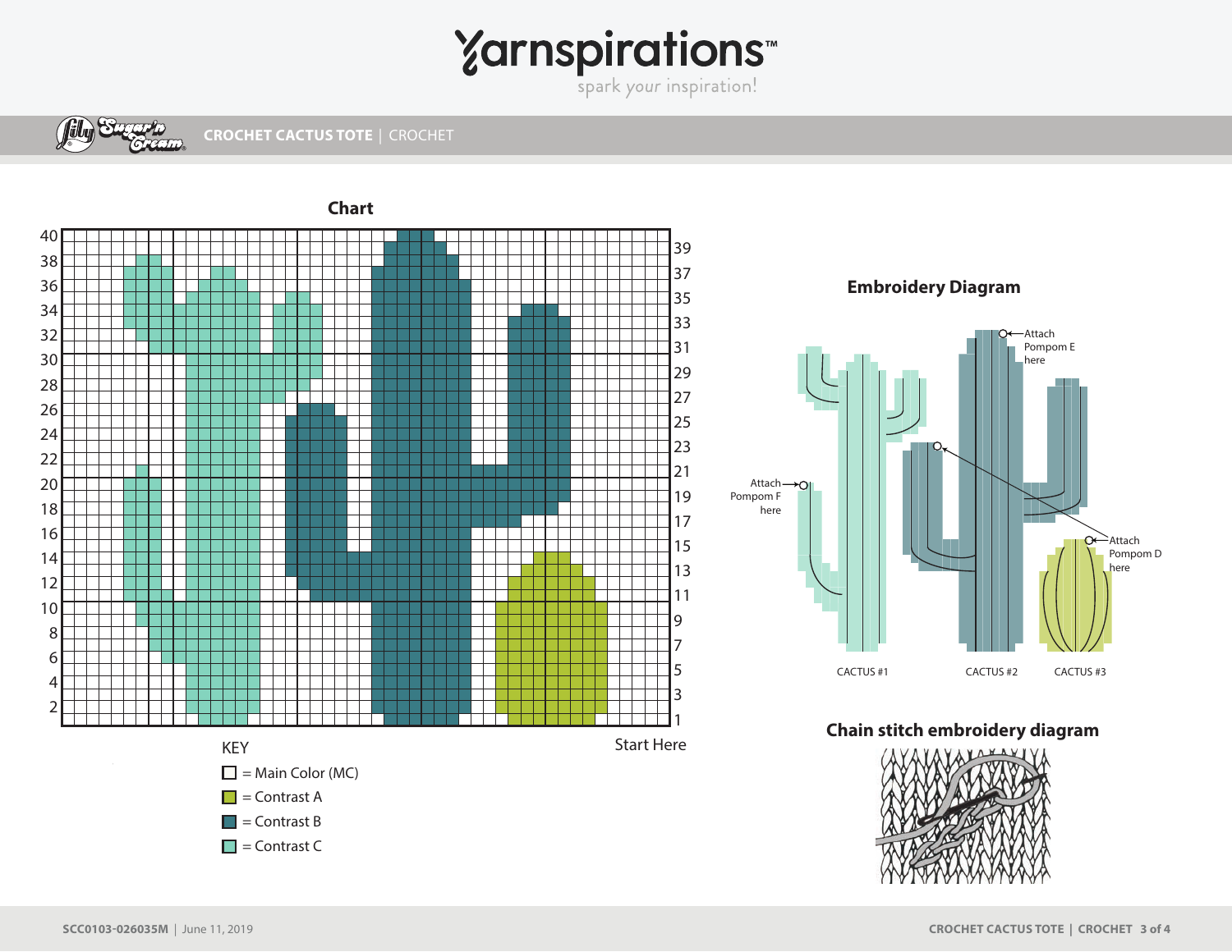## Chart

Start Here

KEY

- ☐ = Main Color (MC)
- = Contrast A
- = Contrast B
- = Contrast C

## Embroidery Diagram

Attach Pompom E here

Attach Pompom F here

Attach Pompom D here

CACTUS #1

CACTUS #2

CACTUS #3

## Chain stitch embroidery diagram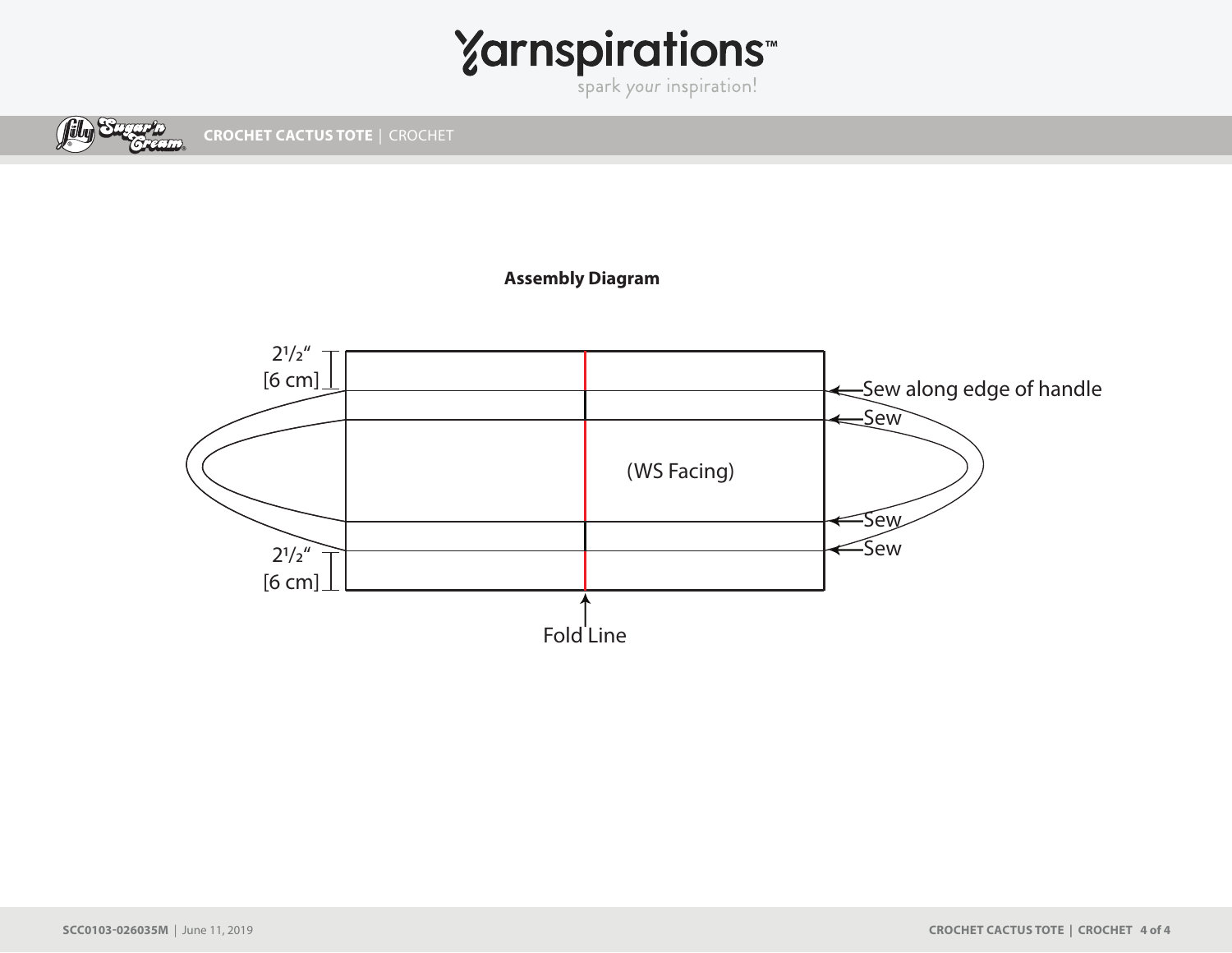**Assembly Diagram**

2½" [6 cm]

Sew along edge of handle

Sew

(WS Facing)

Sew

Sew

2½" [6 cm]

Fold Line